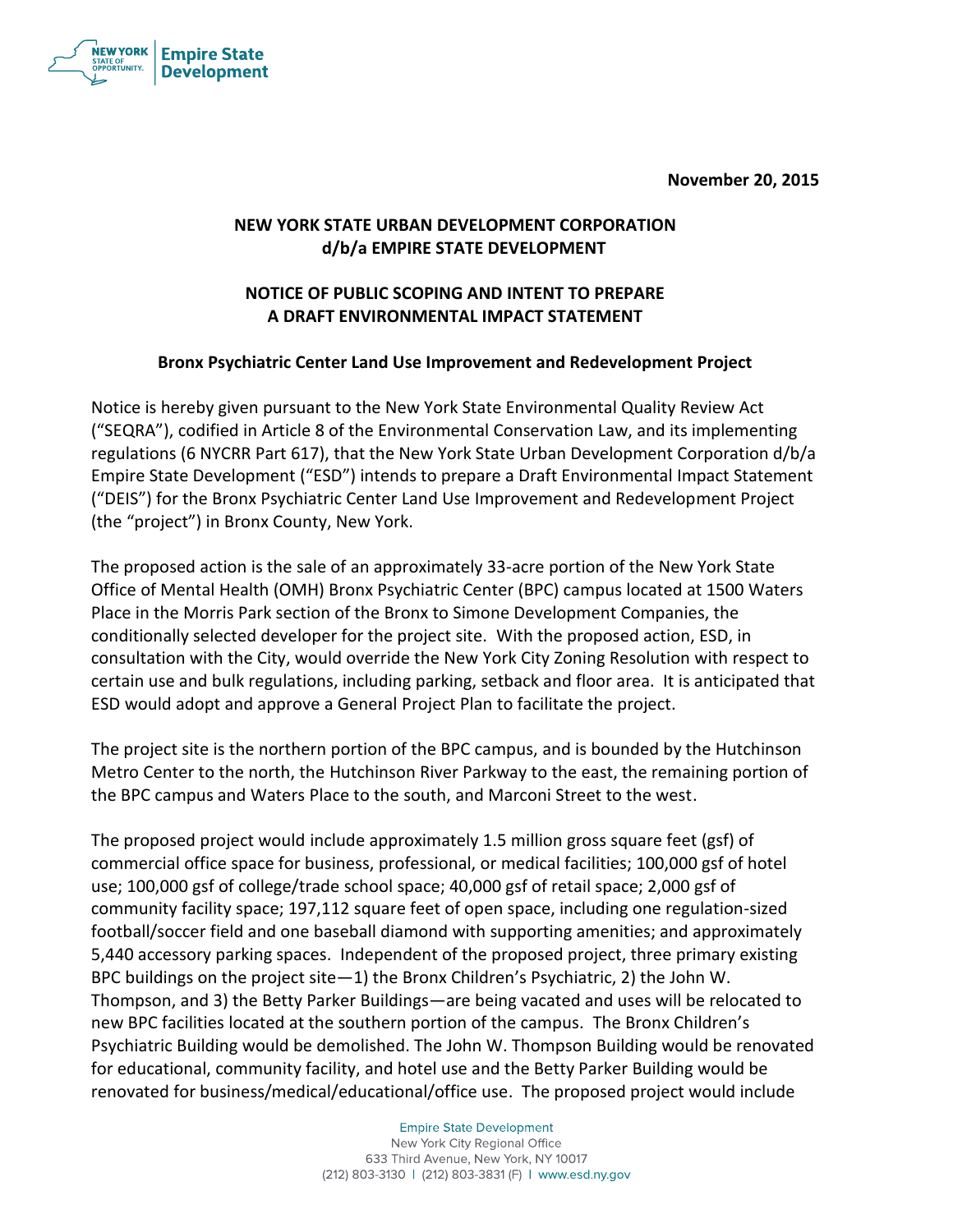**November 20, 2015**

**NEW YORK STATE URBAN DEVELOPMENT CORPORATION**
**d/b/a EMPIRE STATE DEVELOPMENT**

**NOTICE OF PUBLIC SCOPING AND INTENT TO PREPARE A DRAFT ENVIRONMENTAL IMPACT STATEMENT**

**Bronx Psychiatric Center Land Use Improvement and Redevelopment Project**

Notice is hereby given pursuant to the New York State Environmental Quality Review Act ("SEQRA"), codified in Article 8 of the Environmental Conservation Law, and its implementing regulations (6 NYCRR Part 617), that the New York State Urban Development Corporation d/b/a Empire State Development ("ESD") intends to prepare a Draft Environmental Impact Statement ("DEIS") for the Bronx Psychiatric Center Land Use Improvement and Redevelopment Project (the "project") in Bronx County, New York.

The proposed action is the sale of an approximately 33-acre portion of the New York State Office of Mental Health (OMH) Bronx Psychiatric Center (BPC) campus located at 1500 Waters Place in the Morris Park section of the Bronx to Simone Development Companies, the conditionally selected developer for the project site. With the proposed action, ESD, in consultation with the City, would override the New York City Zoning Resolution with respect to certain use and bulk regulations, including parking, setback and floor area. It is anticipated that ESD would adopt and approve a General Project Plan to facilitate the project.

The project site is the northern portion of the BPC campus, and is bounded by the Hutchinson Metro Center to the north, the Hutchinson River Parkway to the east, the remaining portion of the BPC campus and Waters Place to the south, and Marconi Street to the west.

The proposed project would include approximately 1.5 million gross square feet (gsf) of commercial office space for business, professional, or medical facilities; 100,000 gsf of hotel use; 100,000 gsf of college/trade school space; 40,000 gsf of retail space; 2,000 gsf of community facility space; 197,112 square feet of open space, including one regulation-sized football/soccer field and one baseball diamond with supporting amenities; and approximately 5,440 accessory parking spaces. Independent of the proposed project, three primary existing BPC buildings on the project site—1) the Bronx Children's Psychiatric, 2) the John W. Thompson, and 3) the Betty Parker Buildings—are being vacated and uses will be relocated to new BPC facilities located at the southern portion of the campus. The Bronx Children's Psychiatric Building would be demolished. The John W. Thompson Building would be renovated for educational, community facility, and hotel use and the Betty Parker Building would be renovated for business/medical/educational/office use. The proposed project would include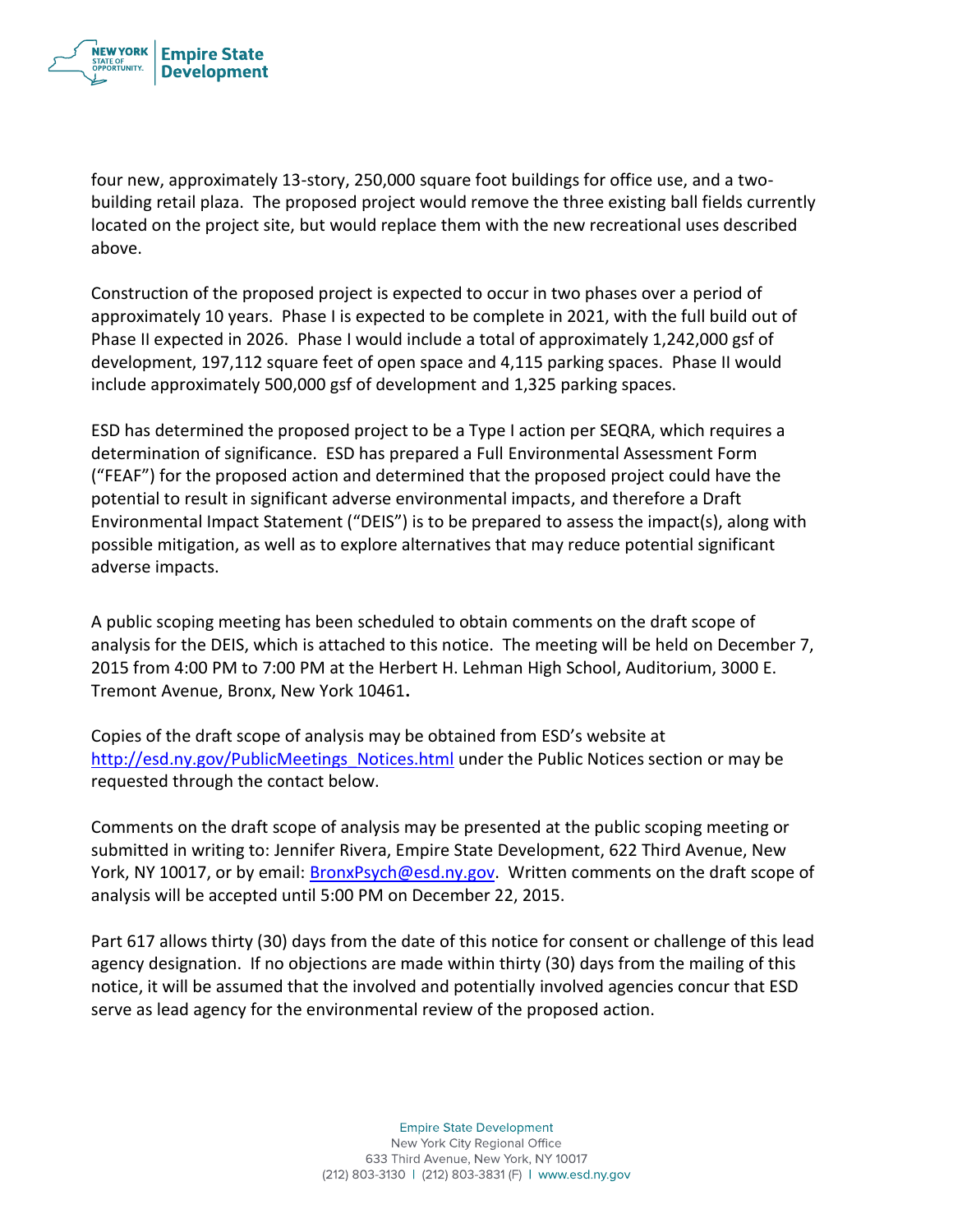four new, approximately 13-story, 250,000 square foot buildings for office use, and a two-building retail plaza. The proposed project would remove the three existing ball fields currently located on the project site, but would replace them with the new recreational uses described above.

Construction of the proposed project is expected to occur in two phases over a period of approximately 10 years. Phase I is expected to be complete in 2021, with the full build out of Phase II expected in 2026. Phase I would include a total of approximately 1,242,000 gsf of development, 197,112 square feet of open space and 4,115 parking spaces. Phase II would include approximately 500,000 gsf of development and 1,325 parking spaces.

ESD has determined the proposed project to be a Type I action per SEQRA, which requires a determination of significance. ESD has prepared a Full Environmental Assessment Form ("FEAF") for the proposed action and determined that the proposed project could have the potential to result in significant adverse environmental impacts, and therefore a Draft Environmental Impact Statement ("DEIS") is to be prepared to assess the impact(s), along with possible mitigation, as well as to explore alternatives that may reduce potential significant adverse impacts.

A public scoping meeting has been scheduled to obtain comments on the draft scope of analysis for the DEIS, which is attached to this notice. The meeting will be held on December 7, 2015 from 4:00 PM to 7:00 PM at the Herbert H. Lehman High School, Auditorium, 3000 E. Tremont Avenue, Bronx, New York 10461**.**

Copies of the draft scope of analysis may be obtained from ESD's website at [http://esd.ny.gov/PublicMeetings_Notices.html](http://esd.ny.gov/PublicMeetings_Notices.html) under the Public Notices section or may be requested through the contact below.

Comments on the draft scope of analysis may be presented at the public scoping meeting or submitted in writing to: Jennifer Rivera, Empire State Development, 622 Third Avenue, New York, NY 10017, or by email: [BronxPsych@esd.ny.gov](mailto:BronxPsych@esd.ny.gov). Written comments on the draft scope of analysis will be accepted until 5:00 PM on December 22, 2015.

Part 617 allows thirty (30) days from the date of this notice for consent or challenge of this lead agency designation. If no objections are made within thirty (30) days from the mailing of this notice, it will be assumed that the involved and potentially involved agencies concur that ESD serve as lead agency for the environmental review of the proposed action.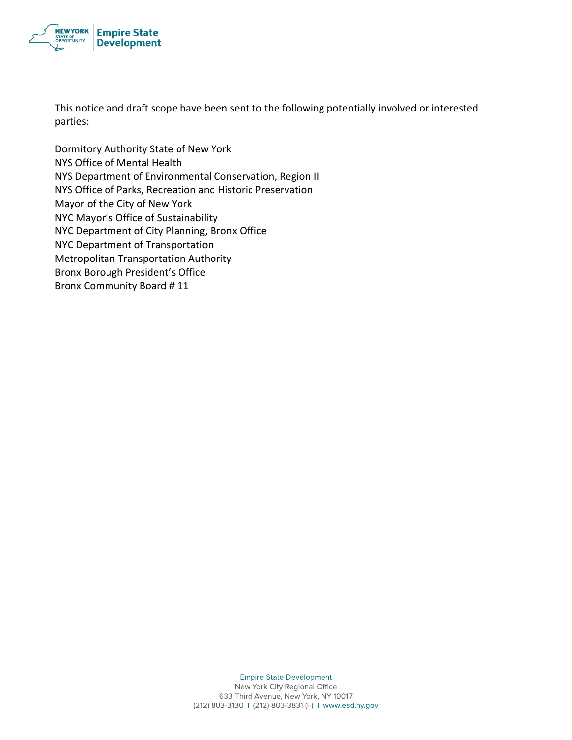This notice and draft scope have been sent to the following potentially involved or interested parties:

Dormitory Authority State of New York
NYS Office of Mental Health
NYS Department of Environmental Conservation, Region II
NYS Office of Parks, Recreation and Historic Preservation
Mayor of the City of New York
NYC Mayor's Office of Sustainability
NYC Department of City Planning, Bronx Office
NYC Department of Transportation
Metropolitan Transportation Authority
Bronx Borough President's Office
Bronx Community Board # 11